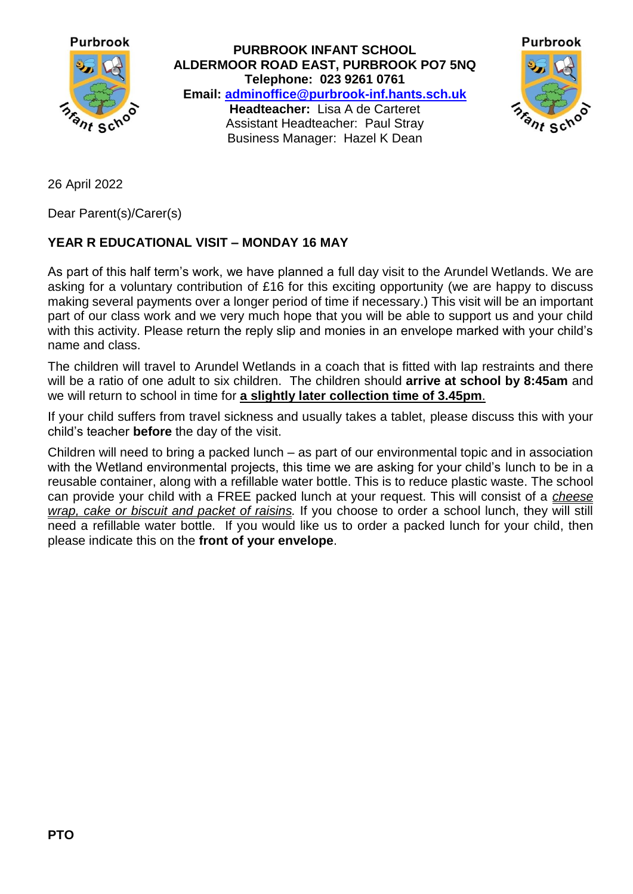**PURBROOK INFANT SCHOOL**
**ALDERMOOR ROAD EAST, PURBROOK PO7 5NQ**
**Telephone: 023 9261 0761**
**Email: adminoffice@purbrook-inf.hants.sch.uk**
**Headteacher:** Lisa A de Carteret
Assistant Headteacher: Paul Stray
Business Manager: Hazel K Dean

26 April 2022

Dear Parent(s)/Carer(s)

**YEAR R EDUCATIONAL VISIT – MONDAY 16 MAY**

As part of this half term's work, we have planned a full day visit to the Arundel Wetlands. We are asking for a voluntary contribution of £16 for this exciting opportunity (we are happy to discuss making several payments over a longer period of time if necessary.) This visit will be an important part of our class work and we very much hope that you will be able to support us and your child with this activity. Please return the reply slip and monies in an envelope marked with your child's name and class.

The children will travel to Arundel Wetlands in a coach that is fitted with lap restraints and there will be a ratio of one adult to six children. The children should **arrive at school by 8:45am** and we will return to school in time for **a slightly later collection time of 3.45pm**.

If your child suffers from travel sickness and usually takes a tablet, please discuss this with your child's teacher **before** the day of the visit.

Children will need to bring a packed lunch – as part of our environmental topic and in association with the Wetland environmental projects, this time we are asking for your child's lunch to be in a reusable container, along with a refillable water bottle. This is to reduce plastic waste. The school can provide your child with a FREE packed lunch at your request. This will consist of a *cheese wrap, cake or biscuit and packet of raisins.* If you choose to order a school lunch, they will still need a refillable water bottle. If you would like us to order a packed lunch for your child, then please indicate this on the **front of your envelope**.

**PTO**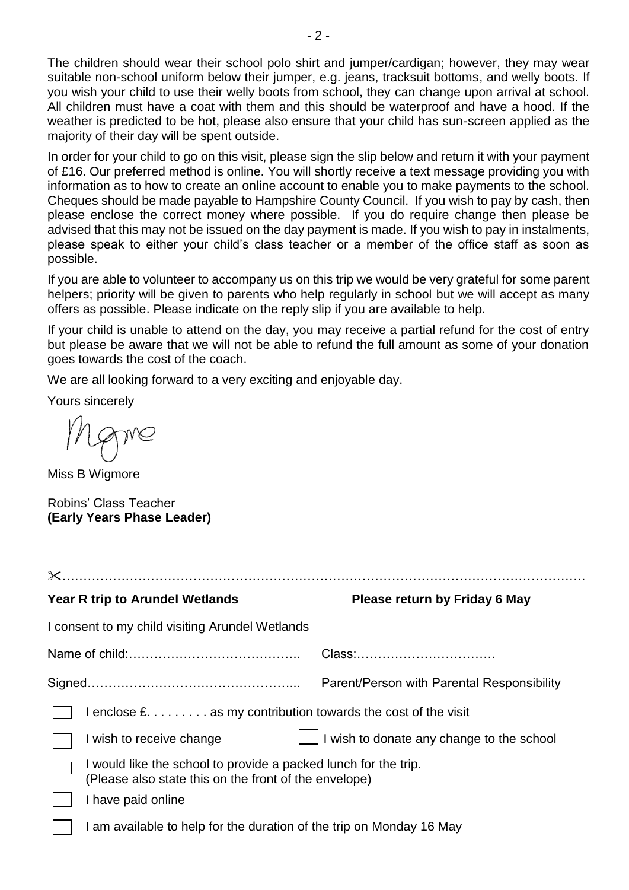The children should wear their school polo shirt and jumper/cardigan; however, they may wear suitable non-school uniform below their jumper, e.g. jeans, tracksuit bottoms, and welly boots. If you wish your child to use their welly boots from school, they can change upon arrival at school. All children must have a coat with them and this should be waterproof and have a hood. If the weather is predicted to be hot, please also ensure that your child has sun-screen applied as the majority of their day will be spent outside.

In order for your child to go on this visit, please sign the slip below and return it with your payment of £16. Our preferred method is online. You will shortly receive a text message providing you with information as to how to create an online account to enable you to make payments to the school. Cheques should be made payable to Hampshire County Council. If you wish to pay by cash, then please enclose the correct money where possible. If you do require change then please be advised that this may not be issued on the day payment is made. If you wish to pay in instalments, please speak to either your child's class teacher or a member of the office staff as soon as possible.

If you are able to volunteer to accompany us on this trip we would be very grateful for some parent helpers; priority will be given to parents who help regularly in school but we will accept as many offers as possible. Please indicate on the reply slip if you are available to help.

If your child is unable to attend on the day, you may receive a partial refund for the cost of entry but please be aware that we will not be able to refund the full amount as some of your donation goes towards the cost of the coach.

We are all looking forward to a very exciting and enjoyable day.

Yours sincerely

Miss B Wigmore

Robins' Class Teacher
**(Early Years Phase Leader)**

✂……………………………………………………………………………………………………………

**Year R trip to Arundel Wetlands** **Please return by Friday 6 May**

I consent to my child visiting Arundel Wetlands

Name of child:………………………………….. Class:……………………………

Signed…………………………………………... Parent/Person with Parental Responsibility

☐ I enclose £. . . . . . . . . as my contribution towards the cost of the visit

☐ I wish to receive change ☐ I wish to donate any change to the school

☐ I would like the school to provide a packed lunch for the trip.
(Please also state this on the front of the envelope)

☐ I have paid online

☐ I am available to help for the duration of the trip on Monday 16 May